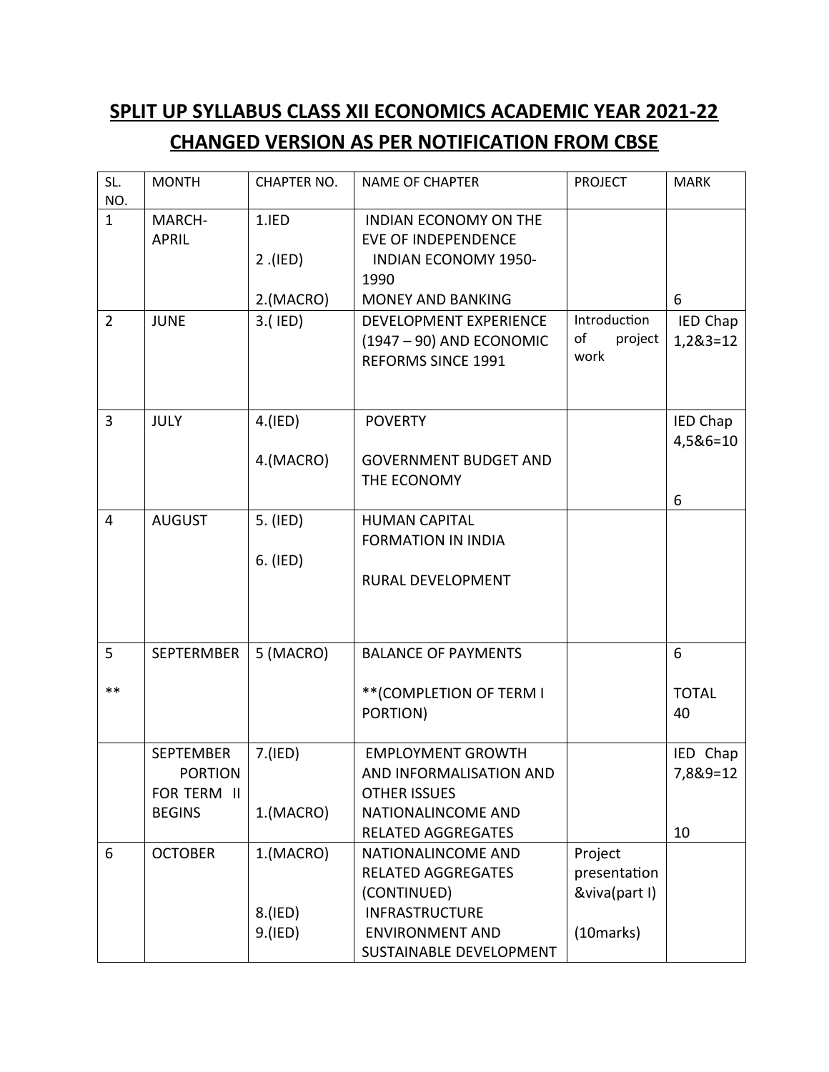# SPLIT UP SYLLABUS CLASS XII ECONOMICS ACADEMIC YEAR 2021-22

## CHANGED VERSION AS PER NOTIFICATION FROM CBSE

| SL. NO. | MONTH | CHAPTER NO. | NAME OF CHAPTER | PROJECT | MARK |
|---|---|---|---|---|---|
| 1 | MARCH-APRIL | 1.IED<br>2 .(IED)<br>2.(MACRO) | INDIAN ECONOMY ON THE EVE OF INDEPENDENCE<br>INDIAN ECONOMY 1950-1990<br>MONEY AND BANKING | | 6 |
| 2 | JUNE | 3.( IED) | DEVELOPMENT EXPERIENCE (1947 – 90) AND ECONOMIC REFORMS SINCE 1991 | Introduction of project work | IED Chap 1,2&3=12 |
| 3 | JULY | 4.(IED)<br>4.(MACRO) | POVERTY<br>GOVERNMENT BUDGET AND THE ECONOMY | | IED Chap 4,5&6=10<br>6 |
| 4 | AUGUST | 5. (IED)<br>6. (IED) | HUMAN CAPITAL FORMATION IN INDIA<br>RURAL DEVELOPMENT | | |
| 5<br>** | SEPTERMBER | 5 (MACRO) | BALANCE OF PAYMENTS<br>**(COMPLETION OF TERM I PORTION) | | 6<br>TOTAL 40 |
| | SEPTEMBER PORTION FOR TERM II BEGINS | 7.(IED)<br>1.(MACRO) | EMPLOYMENT GROWTH AND INFORMALISATION AND OTHER ISSUES<br>NATIONALINCOME AND RELATED AGGREGATES | | IED Chap 7,8&9=12<br>10 |
| 6 | OCTOBER | 1.(MACRO)<br>8.(IED)<br>9.(IED) | NATIONALINCOME AND RELATED AGGREGATES (CONTINUED)<br>INFRASTRUCTURE<br>ENVIRONMENT AND SUSTAINABLE DEVELOPMENT | Project presentation &viva(part I)<br>(10marks) | |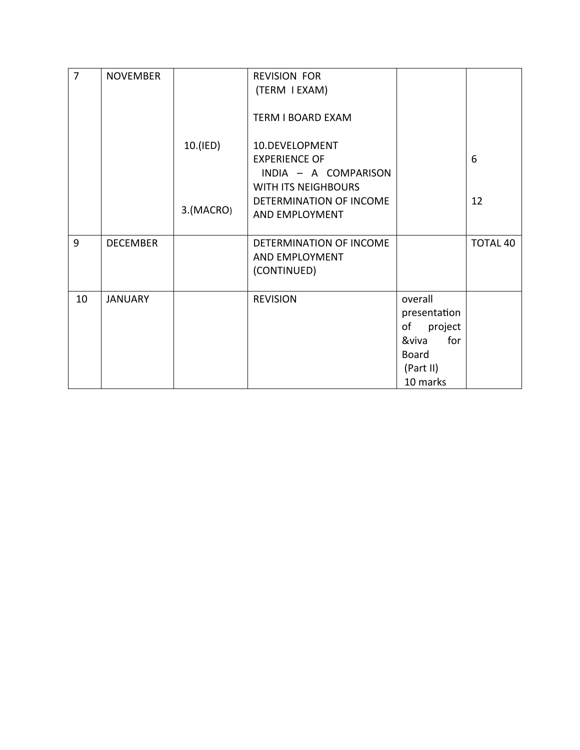| | | | | | |
|---|---|---|---|---|---|
| 7 | NOVEMBER | <br><br><br>10.(IED)<br><br><br>3.(MACRO) | REVISION FOR (TERM I EXAM)<br><br>TERM I BOARD EXAM<br><br>10.DEVELOPMENT EXPERIENCE OF INDIA – A COMPARISON WITH ITS NEIGHBOURS<br>DETERMINATION OF INCOME AND EMPLOYMENT | | <br><br><br><br>6<br><br><br>12 |
| 9 | DECEMBER | | DETERMINATION OF INCOME AND EMPLOYMENT (CONTINUED) | | TOTAL 40 |
| 10 | JANUARY | | REVISION | overall presentation of project &viva for Board (Part II) 10 marks | |